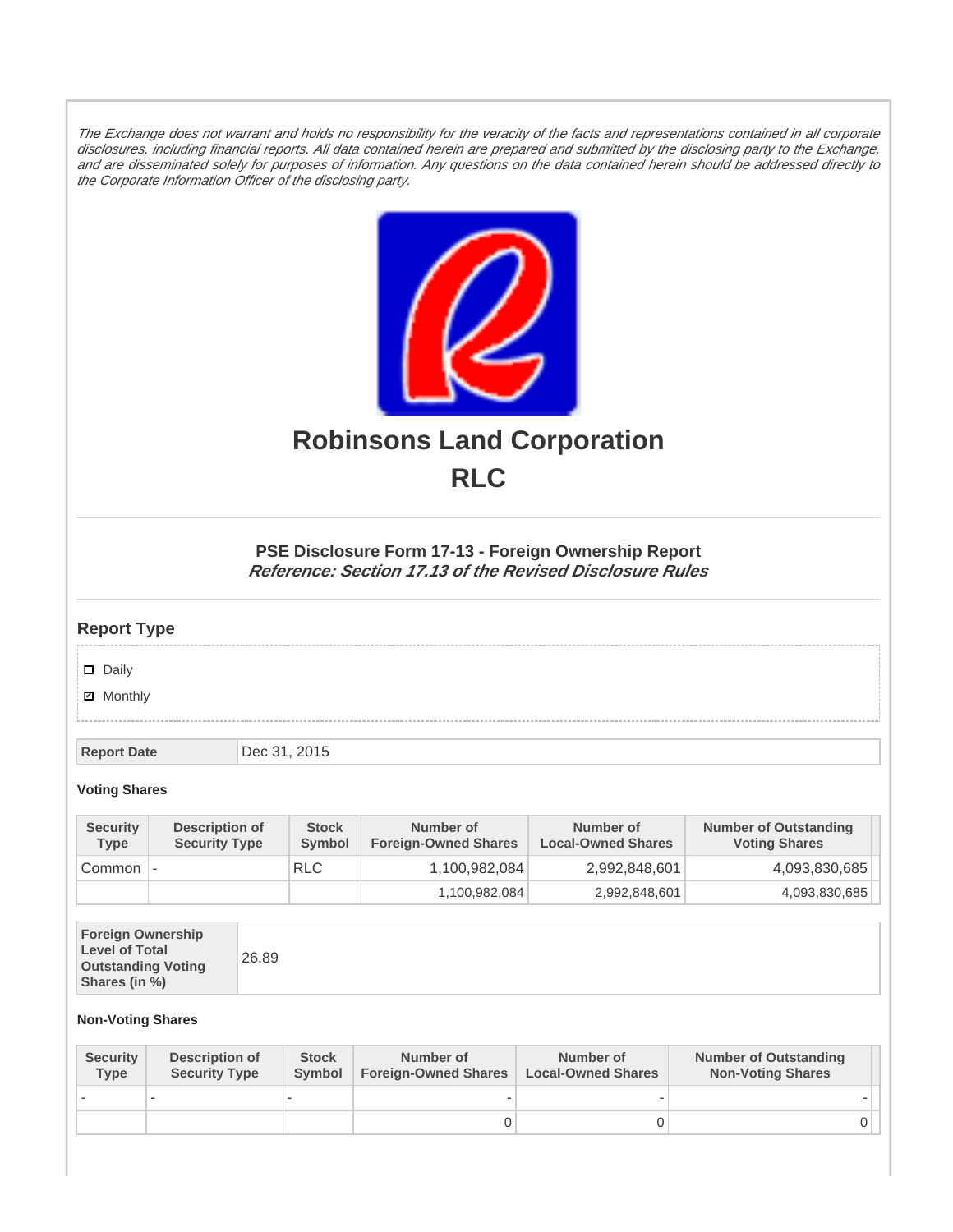*The Exchange does not warrant and holds no responsibility for the veracity of the facts and representations contained in all corporate disclosures, including financial reports. All data contained herein are prepared and submitted by the disclosing party to the Exchange, and are disseminated solely for purposes of information. Any questions on the data contained herein should be addressed directly to the Corporate Information Officer of the disclosing party.*

# Robinsons Land Corporation
# RLC

### PSE Disclosure Form 17-13 - Foreign Ownership Report
***Reference: Section 17.13 of the Revised Disclosure Rules***

## Report Type

- [ ] Daily
- [x] Monthly

| Report Date | Dec 31, 2015 |
|---|---|

**Voting Shares**

| Security Type | Description of Security Type | Stock Symbol | Number of Foreign-Owned Shares | Number of Local-Owned Shares | Number of Outstanding Voting Shares |
|---|---|---|---|---|---|
| Common | - | RLC | 1,100,982,084 | 2,992,848,601 | 4,093,830,685 |
| | | | 1,100,982,084 | 2,992,848,601 | 4,093,830,685 |

| Foreign Ownership Level of Total Outstanding Voting Shares (in %) | 26.89 |
|---|---|

**Non-Voting Shares**

| Security Type | Description of Security Type | Stock Symbol | Number of Foreign-Owned Shares | Number of Local-Owned Shares | Number of Outstanding Non-Voting Shares |
|---|---|---|---|---|---|
| - | - | - | - | - | - |
| | | | 0 | 0 | 0 |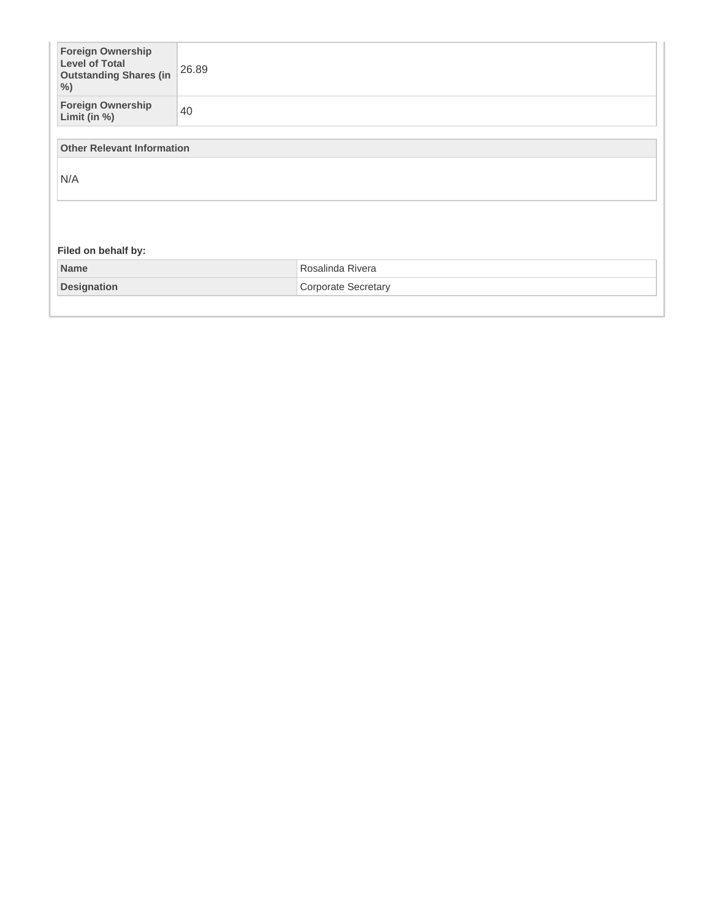| | |
|---|---|
| **Foreign Ownership Level of Total Outstanding Shares (in %)** | 26.89 |
| **Foreign Ownership Limit (in %)** | 40 |

| **Other Relevant Information** |
|---|
| N/A |

**Filed on behalf by:**

| | |
|---|---|
| **Name** | Rosalinda Rivera |
| **Designation** | Corporate Secretary |